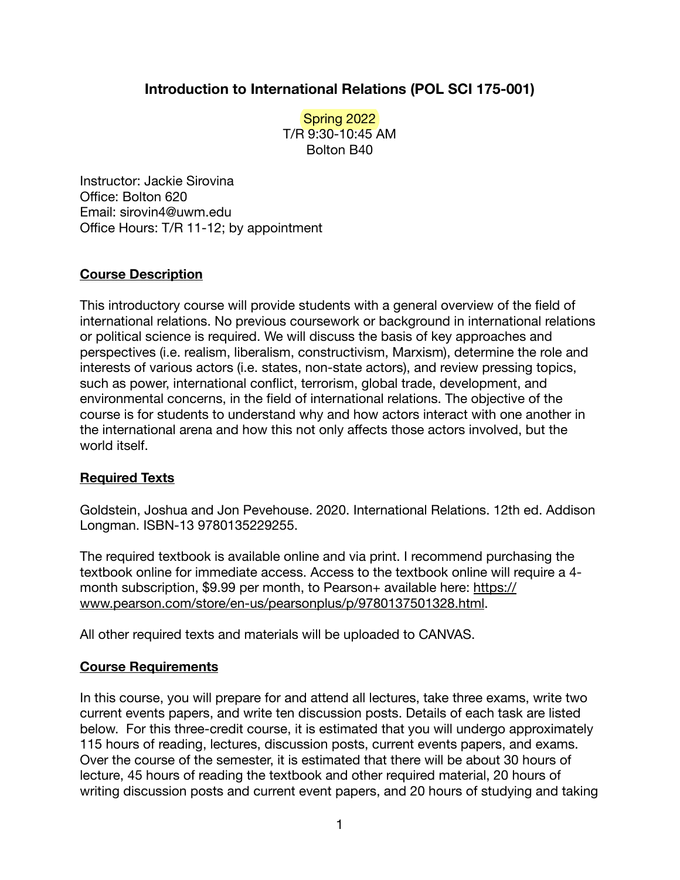# Introduction to International Relations (POL SCI 175-001)

Spring 2022
T/R 9:30-10:45 AM
Bolton B40

Instructor: Jackie Sirovina
Office: Bolton 620
Email: sirovin4@uwm.edu
Office Hours: T/R 11-12; by appointment

## Course Description

This introductory course will provide students with a general overview of the field of international relations. No previous coursework or background in international relations or political science is required. We will discuss the basis of key approaches and perspectives (i.e. realism, liberalism, constructivism, Marxism), determine the role and interests of various actors (i.e. states, non-state actors), and review pressing topics, such as power, international conflict, terrorism, global trade, development, and environmental concerns, in the field of international relations. The objective of the course is for students to understand why and how actors interact with one another in the international arena and how this not only affects those actors involved, but the world itself.

## Required Texts

Goldstein, Joshua and Jon Pevehouse. 2020. International Relations. 12th ed. Addison Longman. ISBN-13 9780135229255.

The required textbook is available online and via print. I recommend purchasing the textbook online for immediate access. Access to the textbook online will require a 4-month subscription, $9.99 per month, to Pearson+ available here: https://www.pearson.com/store/en-us/pearsonplus/p/9780137501328.html.

All other required texts and materials will be uploaded to CANVAS.

## Course Requirements

In this course, you will prepare for and attend all lectures, take three exams, write two current events papers, and write ten discussion posts. Details of each task are listed below. For this three-credit course, it is estimated that you will undergo approximately 115 hours of reading, lectures, discussion posts, current events papers, and exams. Over the course of the semester, it is estimated that there will be about 30 hours of lecture, 45 hours of reading the textbook and other required material, 20 hours of writing discussion posts and current event papers, and 20 hours of studying and taking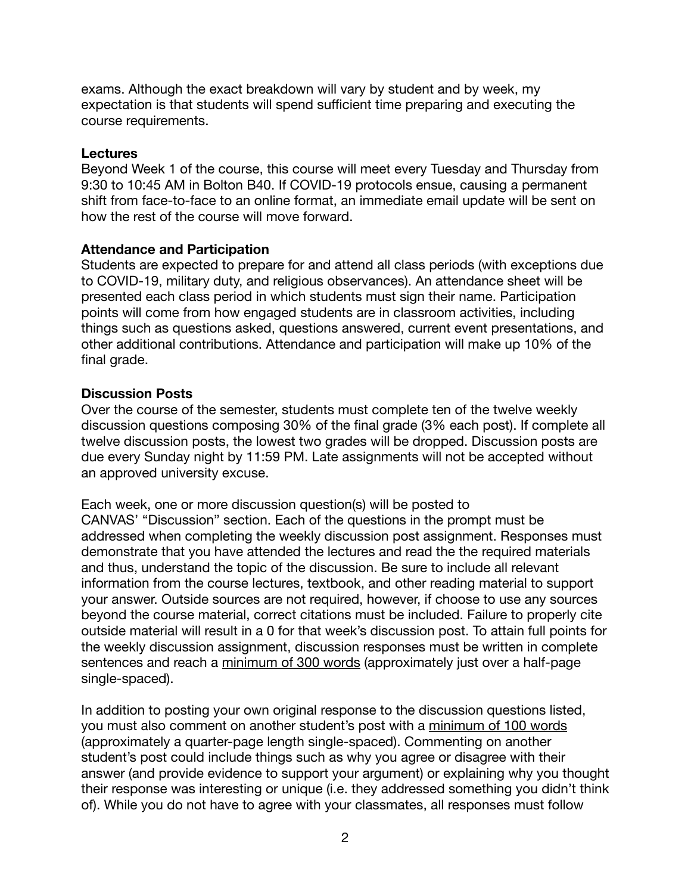exams. Although the exact breakdown will vary by student and by week, my expectation is that students will spend sufficient time preparing and executing the course requirements.

**Lectures**

Beyond Week 1 of the course, this course will meet every Tuesday and Thursday from 9:30 to 10:45 AM in Bolton B40. If COVID-19 protocols ensue, causing a permanent shift from face-to-face to an online format, an immediate email update will be sent on how the rest of the course will move forward.

**Attendance and Participation**

Students are expected to prepare for and attend all class periods (with exceptions due to COVID-19, military duty, and religious observances). An attendance sheet will be presented each class period in which students must sign their name. Participation points will come from how engaged students are in classroom activities, including things such as questions asked, questions answered, current event presentations, and other additional contributions. Attendance and participation will make up 10% of the final grade.

**Discussion Posts**

Over the course of the semester, students must complete ten of the twelve weekly discussion questions composing 30% of the final grade (3% each post). If complete all twelve discussion posts, the lowest two grades will be dropped. Discussion posts are due every Sunday night by 11:59 PM. Late assignments will not be accepted without an approved university excuse.

Each week, one or more discussion question(s) will be posted to CANVAS' "Discussion" section. Each of the questions in the prompt must be addressed when completing the weekly discussion post assignment. Responses must demonstrate that you have attended the lectures and read the the required materials and thus, understand the topic of the discussion. Be sure to include all relevant information from the course lectures, textbook, and other reading material to support your answer. Outside sources are not required, however, if choose to use any sources beyond the course material, correct citations must be included. Failure to properly cite outside material will result in a 0 for that week's discussion post. To attain full points for the weekly discussion assignment, discussion responses must be written in complete sentences and reach a <u>minimum of 300 words</u> (approximately just over a half-page single-spaced).

In addition to posting your own original response to the discussion questions listed, you must also comment on another student's post with a <u>minimum of 100 words</u> (approximately a quarter-page length single-spaced). Commenting on another student's post could include things such as why you agree or disagree with their answer (and provide evidence to support your argument) or explaining why you thought their response was interesting or unique (i.e. they addressed something you didn't think of). While you do not have to agree with your classmates, all responses must follow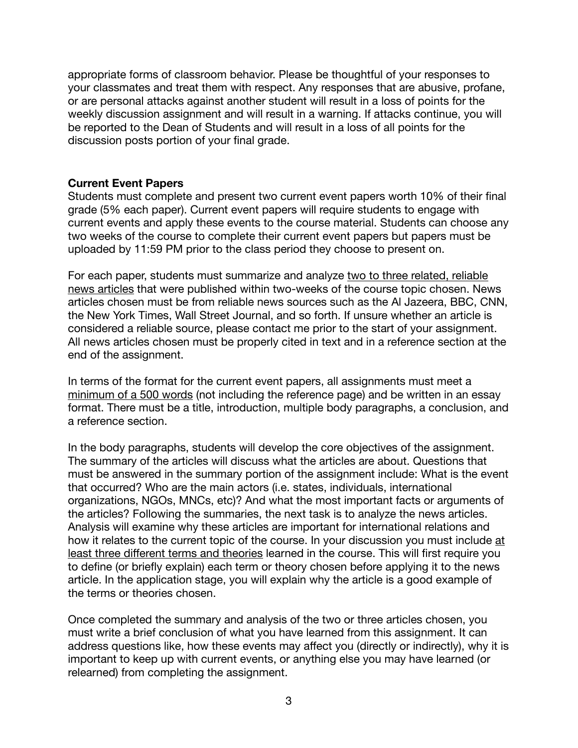appropriate forms of classroom behavior. Please be thoughtful of your responses to your classmates and treat them with respect. Any responses that are abusive, profane, or are personal attacks against another student will result in a loss of points for the weekly discussion assignment and will result in a warning. If attacks continue, you will be reported to the Dean of Students and will result in a loss of all points for the discussion posts portion of your final grade.

**Current Event Papers**

Students must complete and present two current event papers worth 10% of their final grade (5% each paper). Current event papers will require students to engage with current events and apply these events to the course material. Students can choose any two weeks of the course to complete their current event papers but papers must be uploaded by 11:59 PM prior to the class period they choose to present on.

For each paper, students must summarize and analyze <u>two to three related, reliable news articles</u> that were published within two-weeks of the course topic chosen. News articles chosen must be from reliable news sources such as the Al Jazeera, BBC, CNN, the New York Times, Wall Street Journal, and so forth. If unsure whether an article is considered a reliable source, please contact me prior to the start of your assignment. All news articles chosen must be properly cited in text and in a reference section at the end of the assignment.

In terms of the format for the current event papers, all assignments must meet a <u>minimum of a 500 words</u> (not including the reference page) and be written in an essay format. There must be a title, introduction, multiple body paragraphs, a conclusion, and a reference section.

In the body paragraphs, students will develop the core objectives of the assignment. The summary of the articles will discuss what the articles are about. Questions that must be answered in the summary portion of the assignment include: What is the event that occurred? Who are the main actors (i.e. states, individuals, international organizations, NGOs, MNCs, etc)? And what the most important facts or arguments of the articles? Following the summaries, the next task is to analyze the news articles. Analysis will examine why these articles are important for international relations and how it relates to the current topic of the course. In your discussion you must include <u>at least three different terms and theories</u> learned in the course. This will first require you to define (or briefly explain) each term or theory chosen before applying it to the news article. In the application stage, you will explain why the article is a good example of the terms or theories chosen.

Once completed the summary and analysis of the two or three articles chosen, you must write a brief conclusion of what you have learned from this assignment. It can address questions like, how these events may affect you (directly or indirectly), why it is important to keep up with current events, or anything else you may have learned (or relearned) from completing the assignment.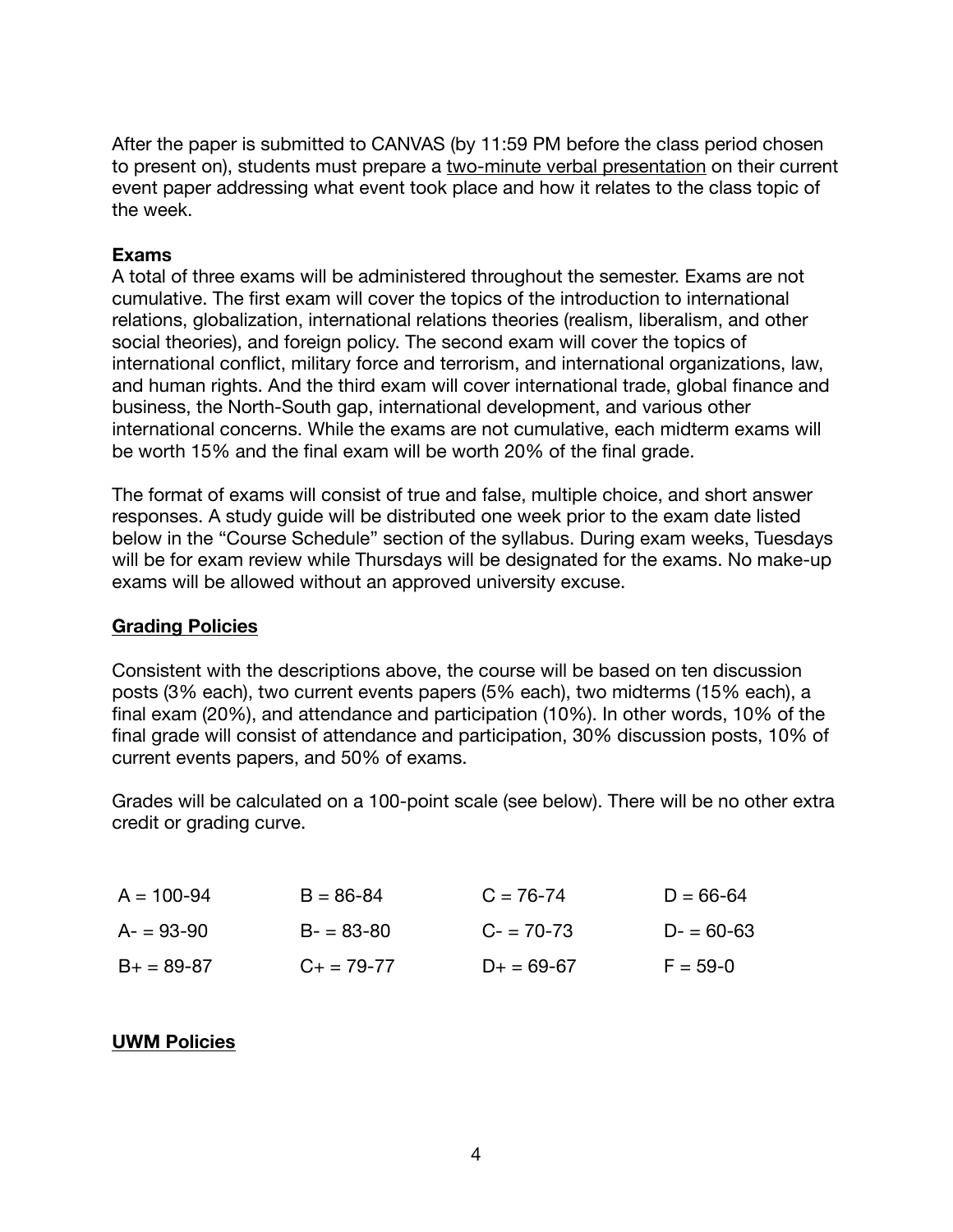After the paper is submitted to CANVAS (by 11:59 PM before the class period chosen to present on), students must prepare a <u>two-minute verbal presentation</u> on their current event paper addressing what event took place and how it relates to the class topic of the week.

**Exams**

A total of three exams will be administered throughout the semester. Exams are not cumulative. The first exam will cover the topics of the introduction to international relations, globalization, international relations theories (realism, liberalism, and other social theories), and foreign policy. The second exam will cover the topics of international conflict, military force and terrorism, and international organizations, law, and human rights. And the third exam will cover international trade, global finance and business, the North-South gap, international development, and various other international concerns. While the exams are not cumulative, each midterm exams will be worth 15% and the final exam will be worth 20% of the final grade.

The format of exams will consist of true and false, multiple choice, and short answer responses. A study guide will be distributed one week prior to the exam date listed below in the "Course Schedule" section of the syllabus. During exam weeks, Tuesdays will be for exam review while Thursdays will be designated for the exams. No make-up exams will be allowed without an approved university excuse.

## Grading Policies

Consistent with the descriptions above, the course will be based on ten discussion posts (3% each), two current events papers (5% each), two midterms (15% each), a final exam (20%), and attendance and participation (10%). In other words, 10% of the final grade will consist of attendance and participation, 30% discussion posts, 10% of current events papers, and 50% of exams.

Grades will be calculated on a 100-point scale (see below). There will be no other extra credit or grading curve.

| | | | |
|---|---|---|---|
| A = 100-94 | B = 86-84 | C = 76-74 | D = 66-64 |
| A- = 93-90 | B- = 83-80 | C- = 70-73 | D- = 60-63 |
| B+ = 89-87 | C+ = 79-77 | D+ = 69-67 | F = 59-0 |

## UWM Policies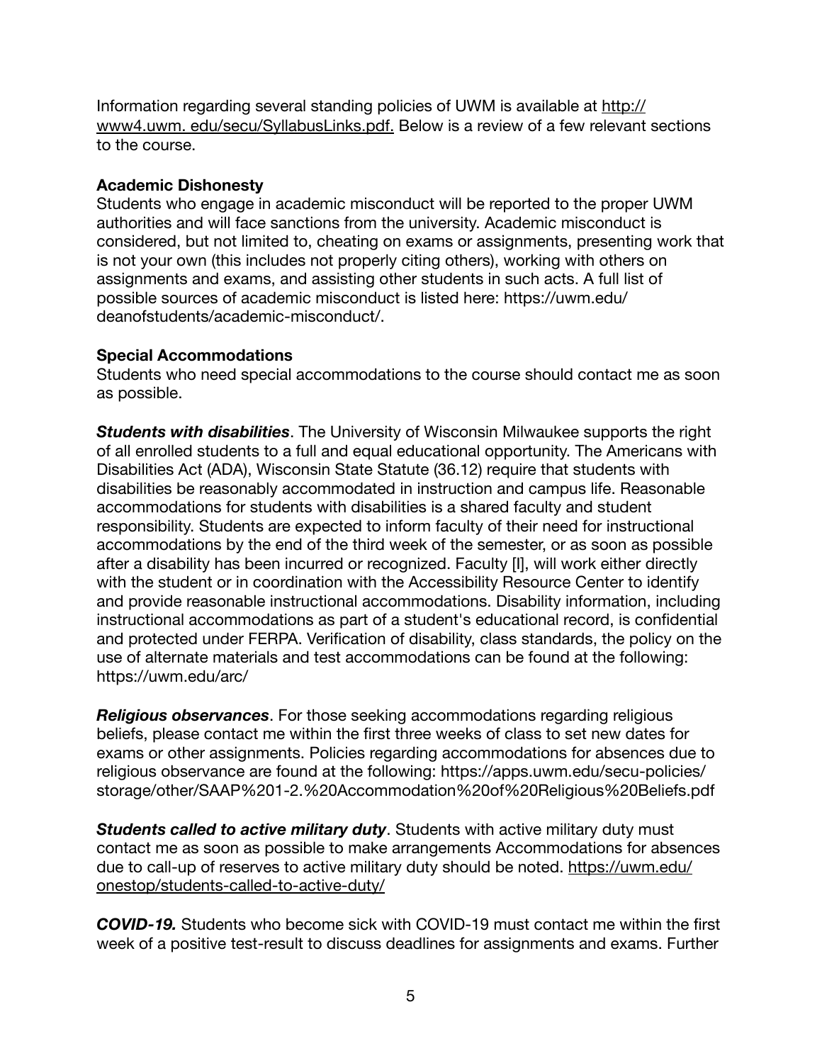Information regarding several standing policies of UWM is available at http://www4.uwm. edu/secu/SyllabusLinks.pdf. Below is a review of a few relevant sections to the course.

**Academic Dishonesty**
Students who engage in academic misconduct will be reported to the proper UWM authorities and will face sanctions from the university. Academic misconduct is considered, but not limited to, cheating on exams or assignments, presenting work that is not your own (this includes not properly citing others), working with others on assignments and exams, and assisting other students in such acts. A full list of possible sources of academic misconduct is listed here: https://uwm.edu/deanofstudents/academic-misconduct/.

**Special Accommodations**
Students who need special accommodations to the course should contact me as soon as possible.

***Students with disabilities***. The University of Wisconsin Milwaukee supports the right of all enrolled students to a full and equal educational opportunity. The Americans with Disabilities Act (ADA), Wisconsin State Statute (36.12) require that students with disabilities be reasonably accommodated in instruction and campus life. Reasonable accommodations for students with disabilities is a shared faculty and student responsibility. Students are expected to inform faculty of their need for instructional accommodations by the end of the third week of the semester, or as soon as possible after a disability has been incurred or recognized. Faculty [I], will work either directly with the student or in coordination with the Accessibility Resource Center to identify and provide reasonable instructional accommodations. Disability information, including instructional accommodations as part of a student's educational record, is confidential and protected under FERPA. Verification of disability, class standards, the policy on the use of alternate materials and test accommodations can be found at the following: https://uwm.edu/arc/

***Religious observances***. For those seeking accommodations regarding religious beliefs, please contact me within the first three weeks of class to set new dates for exams or other assignments. Policies regarding accommodations for absences due to religious observance are found at the following: https://apps.uwm.edu/secu-policies/storage/other/SAAP%201-2.%20Accommodation%20of%20Religious%20Beliefs.pdf

***Students called to active military duty***. Students with active military duty must contact me as soon as possible to make arrangements Accommodations for absences due to call-up of reserves to active military duty should be noted. https://uwm.edu/onestop/students-called-to-active-duty/

***COVID-19.*** Students who become sick with COVID-19 must contact me within the first week of a positive test-result to discuss deadlines for assignments and exams. Further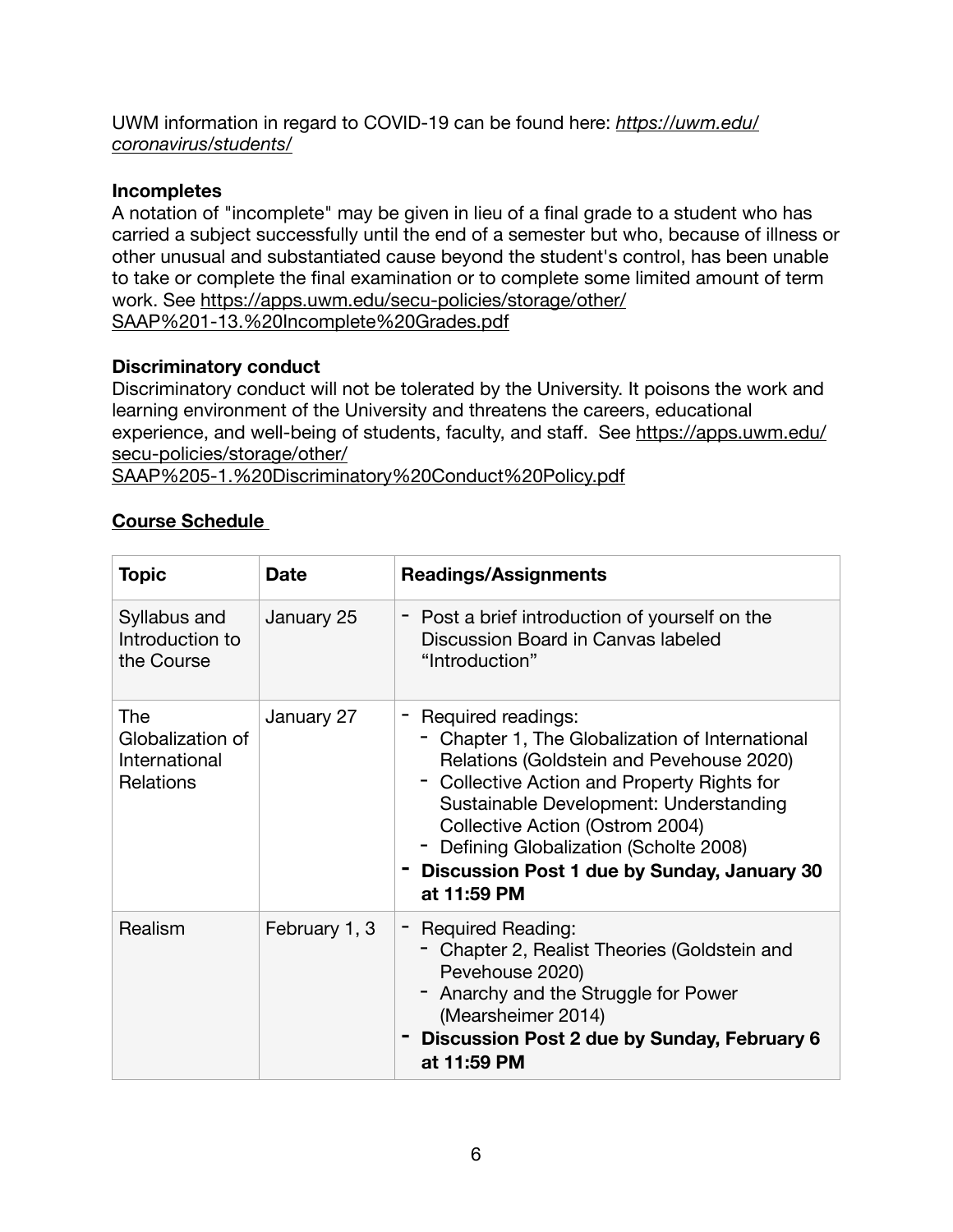UWM information in regard to COVID-19 can be found here: *https://uwm.edu/coronavirus/students/*

**Incompletes**

A notation of "incomplete" may be given in lieu of a final grade to a student who has carried a subject successfully until the end of a semester but who, because of illness or other unusual and substantiated cause beyond the student's control, has been unable to take or complete the final examination or to complete some limited amount of term work. See https://apps.uwm.edu/secu-policies/storage/other/SAAP%201-13.%20Incomplete%20Grades.pdf

**Discriminatory conduct**

Discriminatory conduct will not be tolerated by the University. It poisons the work and learning environment of the University and threatens the careers, educational experience, and well-being of students, faculty, and staff. See https://apps.uwm.edu/secu-policies/storage/other/SAAP%205-1.%20Discriminatory%20Conduct%20Policy.pdf

**Course Schedule**

| **Topic** | **Date** | **Readings/Assignments** |
| --- | --- | --- |
| Syllabus and Introduction to the Course | January 25 | - Post a brief introduction of yourself on the Discussion Board in Canvas labeled "Introduction" |
| The Globalization of International Relations | January 27 | - Required readings:<br>  - Chapter 1, The Globalization of International Relations (Goldstein and Pevehouse 2020)<br>  - Collective Action and Property Rights for Sustainable Development: Understanding Collective Action (Ostrom 2004)<br>  - Defining Globalization (Scholte 2008)<br>- **Discussion Post 1 due by Sunday, January 30 at 11:59 PM** |
| Realism | February 1, 3 | - Required Reading:<br>  - Chapter 2, Realist Theories (Goldstein and Pevehouse 2020)<br>  - Anarchy and the Struggle for Power (Mearsheimer 2014)<br>- **Discussion Post 2 due by Sunday, February 6 at 11:59 PM** |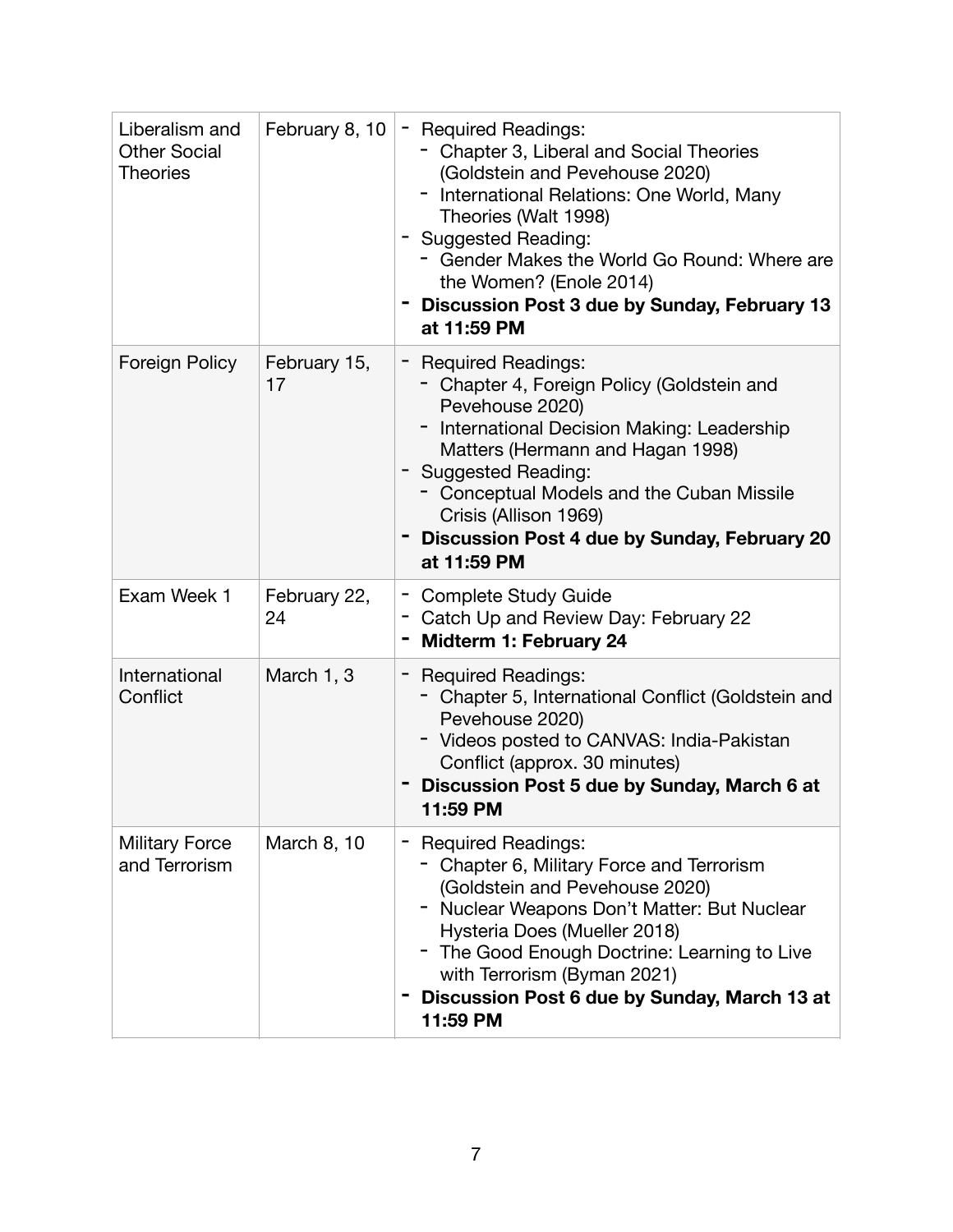| Liberalism and Other Social Theories | February 8, 10 | - Required Readings:<br>  - Chapter 3, Liberal and Social Theories (Goldstein and Pevehouse 2020)<br>  - International Relations: One World, Many Theories (Walt 1998)<br>- Suggested Reading:<br>  - Gender Makes the World Go Round: Where are the Women? (Enole 2014)<br>- **Discussion Post 3 due by Sunday, February 13 at 11:59 PM** |
|---|---|---|
| Foreign Policy | February 15, 17 | - Required Readings:<br>  - Chapter 4, Foreign Policy (Goldstein and Pevehouse 2020)<br>  - International Decision Making: Leadership Matters (Hermann and Hagan 1998)<br>- Suggested Reading:<br>  - Conceptual Models and the Cuban Missile Crisis (Allison 1969)<br>- **Discussion Post 4 due by Sunday, February 20 at 11:59 PM** |
| Exam Week 1 | February 22, 24 | - Complete Study Guide<br>- Catch Up and Review Day: February 22<br>- **Midterm 1: February 24** |
| International Conflict | March 1, 3 | - Required Readings:<br>  - Chapter 5, International Conflict (Goldstein and Pevehouse 2020)<br>  - Videos posted to CANVAS: India-Pakistan Conflict (approx. 30 minutes)<br>- **Discussion Post 5 due by Sunday, March 6 at 11:59 PM** |
| Military Force and Terrorism | March 8, 10 | - Required Readings:<br>  - Chapter 6, Military Force and Terrorism (Goldstein and Pevehouse 2020)<br>  - Nuclear Weapons Don't Matter: But Nuclear Hysteria Does (Mueller 2018)<br>  - The Good Enough Doctrine: Learning to Live with Terrorism (Byman 2021)<br>- **Discussion Post 6 due by Sunday, March 13 at 11:59 PM** |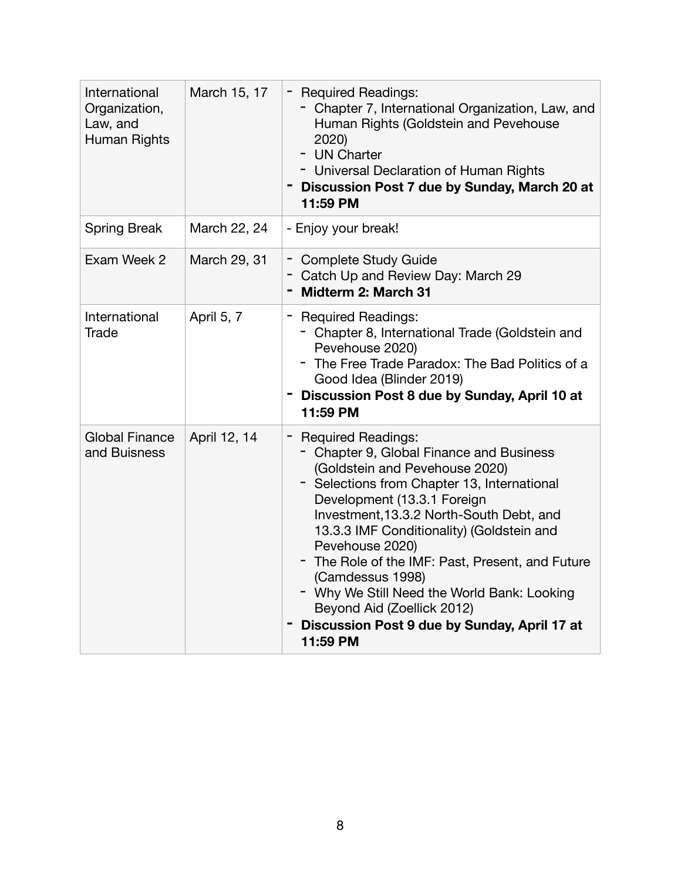| | | |
|---|---|---|
| International Organization, Law, and Human Rights | March 15, 17 | - Required Readings:<br>  - Chapter 7, International Organization, Law, and Human Rights (Goldstein and Pevehouse 2020)<br>  - UN Charter<br>  - Universal Declaration of Human Rights<br>- **Discussion Post 7 due by Sunday, March 20 at 11:59 PM** |
| Spring Break | March 22, 24 | - Enjoy your break! |
| Exam Week 2 | March 29, 31 | - Complete Study Guide<br>- Catch Up and Review Day: March 29<br>- **Midterm 2: March 31** |
| International Trade | April 5, 7 | - Required Readings:<br>  - Chapter 8, International Trade (Goldstein and Pevehouse 2020)<br>  - The Free Trade Paradox: The Bad Politics of a Good Idea (Blinder 2019)<br>- **Discussion Post 8 due by Sunday, April 10 at 11:59 PM** |
| Global Finance and Buisness | April 12, 14 | - Required Readings:<br>  - Chapter 9, Global Finance and Business (Goldstein and Pevehouse 2020)<br>  - Selections from Chapter 13, International Development (13.3.1 Foreign Investment,13.3.2 North-South Debt, and 13.3.3 IMF Conditionality) (Goldstein and Pevehouse 2020)<br>  - The Role of the IMF: Past, Present, and Future (Camdessus 1998)<br>  - Why We Still Need the World Bank: Looking Beyond Aid (Zoellick 2012)<br>- **Discussion Post 9 due by Sunday, April 17 at 11:59 PM** |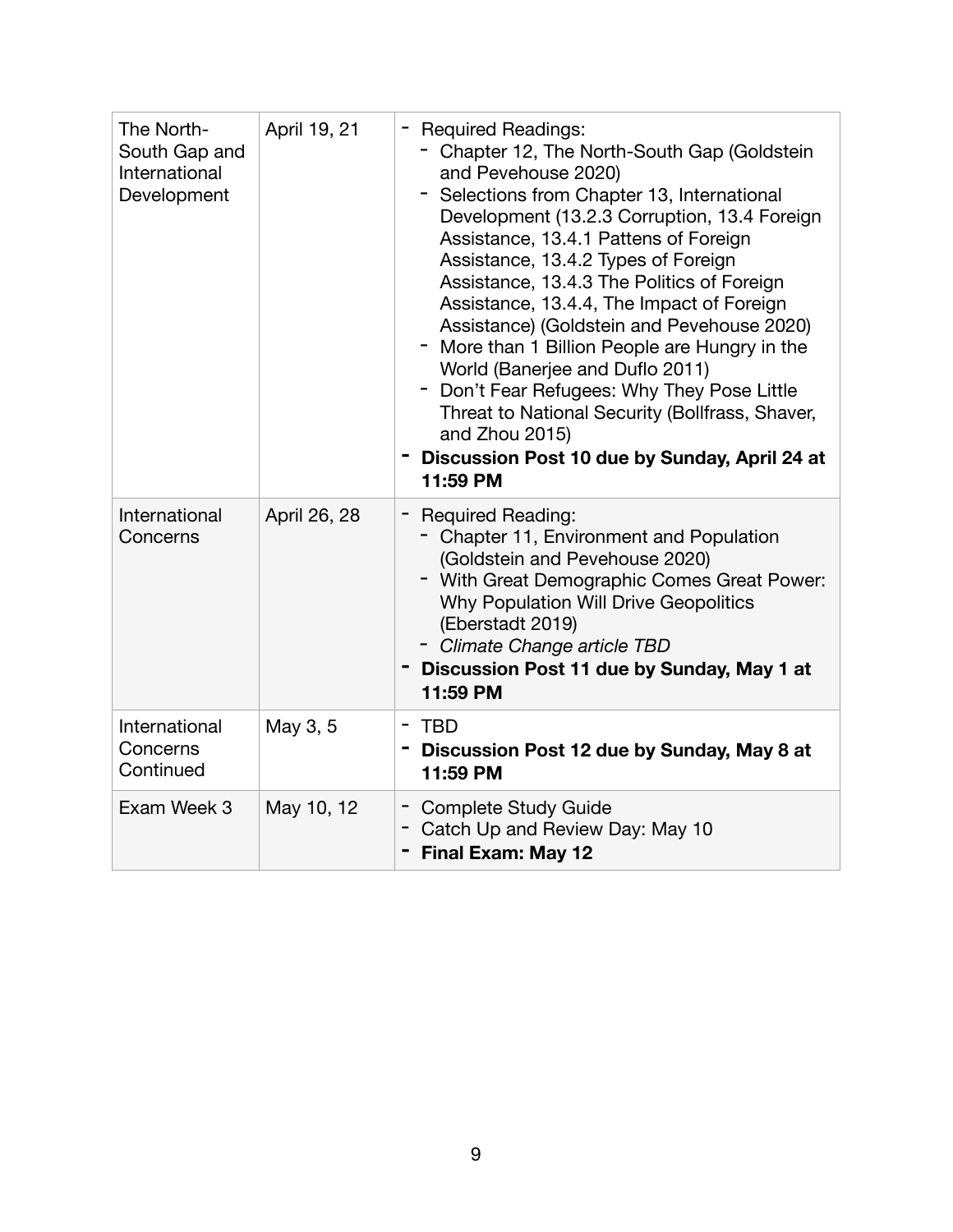| | | |
|---|---|---|
| The North-South Gap and International Development | April 19, 21 | - Required Readings:<br>  - Chapter 12, The North-South Gap (Goldstein and Pevehouse 2020)<br>  - Selections from Chapter 13, International Development (13.2.3 Corruption, 13.4 Foreign Assistance, 13.4.1 Pattens of Foreign Assistance, 13.4.2 Types of Foreign Assistance, 13.4.3 The Politics of Foreign Assistance, 13.4.4, The Impact of Foreign Assistance) (Goldstein and Pevehouse 2020)<br>  - More than 1 Billion People are Hungry in the World (Banerjee and Duflo 2011)<br>  - Don't Fear Refugees: Why They Pose Little Threat to National Security (Bollfrass, Shaver, and Zhou 2015)<br>- **Discussion Post 10 due by Sunday, April 24 at 11:59 PM** |
| International Concerns | April 26, 28 | - Required Reading:<br>  - Chapter 11, Environment and Population (Goldstein and Pevehouse 2020)<br>  - With Great Demographic Comes Great Power: Why Population Will Drive Geopolitics (Eberstadt 2019)<br>  - *Climate Change article TBD*<br>- **Discussion Post 11 due by Sunday, May 1 at 11:59 PM** |
| International Concerns Continued | May 3, 5 | - TBD<br>- **Discussion Post 12 due by Sunday, May 8 at 11:59 PM** |
| Exam Week 3 | May 10, 12 | - Complete Study Guide<br>- Catch Up and Review Day: May 10<br>- **Final Exam: May 12** |